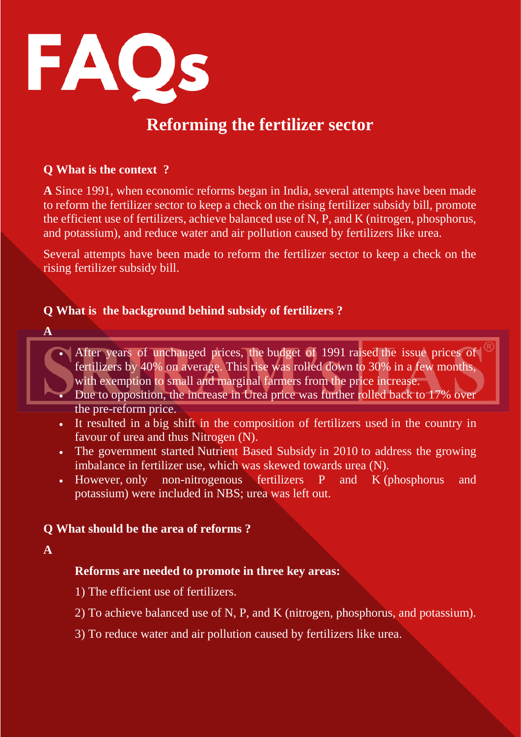# FAQs

## Reforming the fertilizer sector

**Q What is the context ?**

**A** Since 1991, when economic reforms began in India, several attempts have been made to reform the fertilizer sector to keep a check on the rising fertilizer subsidy bill, promote the efficient use of fertilizers, achieve balanced use of N, P, and K (nitrogen, phosphorus, and potassium), and reduce water and air pollution caused by fertilizers like urea.

Several attempts have been made to reform the fertilizer sector to keep a check on the rising fertilizer subsidy bill.

**Q What is the background behind subsidy of fertilizers ?**

**A**

- After years of unchanged prices, the budget of 1991 raised the issue prices of fertilizers by 40% on average. This rise was rolled down to 30% in a few months, with exemption to small and marginal farmers from the price increase.
- Due to opposition, the increase in Urea price was further rolled back to 17% over the pre-reform price.
- It resulted in a big shift in the composition of fertilizers used in the country in favour of urea and thus Nitrogen (N).
- The government started Nutrient Based Subsidy in 2010 to address the growing imbalance in fertilizer use, which was skewed towards urea (N).
- However, only non-nitrogenous fertilizers P and K (phosphorus and potassium) were included in NBS; urea was left out.

**Q What should be the area of reforms ?**

**A**

**Reforms are needed to promote in three key areas:**

1) The efficient use of fertilizers.

2) To achieve balanced use of N, P, and K (nitrogen, phosphorus, and potassium).

3) To reduce water and air pollution caused by fertilizers like urea.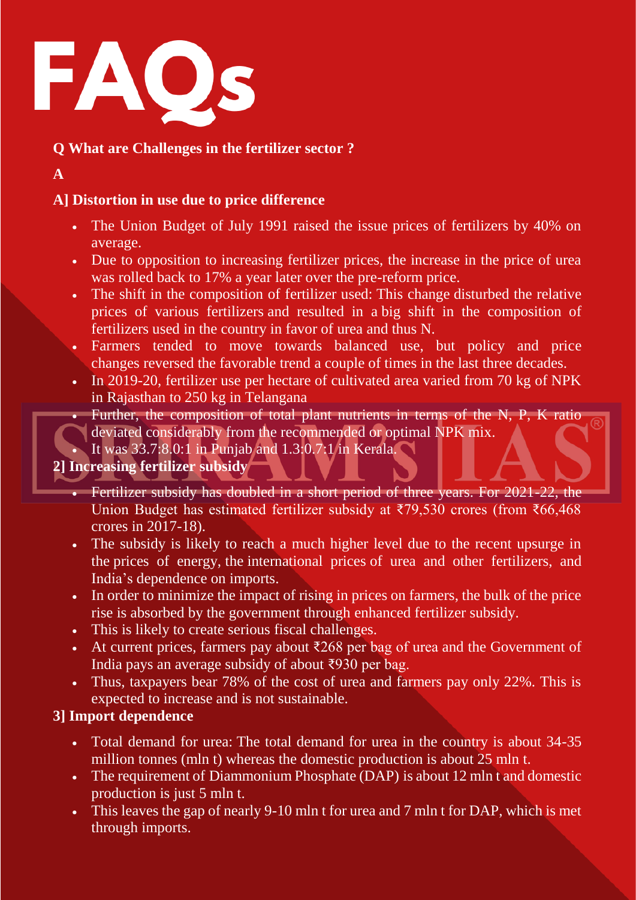# FAQs

**Q What are Challenges in the fertilizer sector ?**

**A**

**A] Distortion in use due to price difference**

- The Union Budget of July 1991 raised the issue prices of fertilizers by 40% on average.
- Due to opposition to increasing fertilizer prices, the increase in the price of urea was rolled back to 17% a year later over the pre-reform price.
- The shift in the composition of fertilizer used: This change disturbed the relative prices of various fertilizers and resulted in a big shift in the composition of fertilizers used in the country in favor of urea and thus N.
- Farmers tended to move towards balanced use, but policy and price changes reversed the favorable trend a couple of times in the last three decades.
- In 2019-20, fertilizer use per hectare of cultivated area varied from 70 kg of NPK in Rajasthan to 250 kg in Telangana
- Further, the composition of total plant nutrients in terms of the N, P, K ratio deviated considerably from the recommended or optimal NPK mix.
- It was 33.7:8.0:1 in Punjab and 1.3:0.7:1 in Kerala.

**2] Increasing fertilizer subsidy**

- Fertilizer subsidy has doubled in a short period of three years. For 2021-22, the Union Budget has estimated fertilizer subsidy at ₹79,530 crores (from ₹66,468 crores in 2017-18).
- The subsidy is likely to reach a much higher level due to the recent upsurge in the prices of energy, the international prices of urea and other fertilizers, and India's dependence on imports.
- In order to minimize the impact of rising in prices on farmers, the bulk of the price rise is absorbed by the government through enhanced fertilizer subsidy.
- This is likely to create serious fiscal challenges.
- At current prices, farmers pay about ₹268 per bag of urea and the Government of India pays an average subsidy of about ₹930 per bag.
- Thus, taxpayers bear 78% of the cost of urea and farmers pay only 22%. This is expected to increase and is not sustainable.

**3] Import dependence**

- Total demand for urea: The total demand for urea in the country is about 34-35 million tonnes (mln t) whereas the domestic production is about 25 mln t.
- The requirement of Diammonium Phosphate (DAP) is about 12 mln t and domestic production is just 5 mln t.
- This leaves the gap of nearly 9-10 mln t for urea and 7 mln t for DAP, which is met through imports.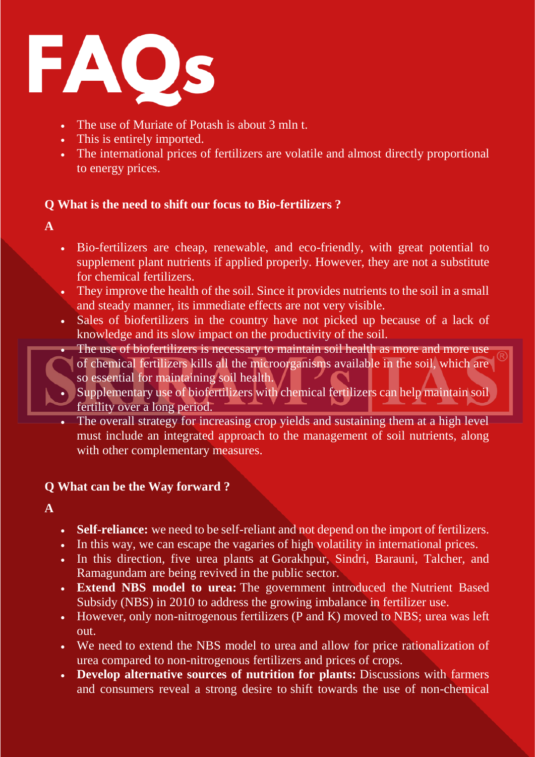# FAQs

- The use of Muriate of Potash is about 3 mln t.
- This is entirely imported.
- The international prices of fertilizers are volatile and almost directly proportional to energy prices.

**Q What is the need to shift our focus to Bio-fertilizers ?**

**A**

- Bio-fertilizers are cheap, renewable, and eco-friendly, with great potential to supplement plant nutrients if applied properly. However, they are not a substitute for chemical fertilizers.
- They improve the health of the soil. Since it provides nutrients to the soil in a small and steady manner, its immediate effects are not very visible.
- Sales of biofertilizers in the country have not picked up because of a lack of knowledge and its slow impact on the productivity of the soil.
- The use of biofertilizers is necessary to maintain soil health as more and more use of chemical fertilizers kills all the microorganisms available in the soil, which are so essential for maintaining soil health.
- Supplementary use of biofertilizers with chemical fertilizers can help maintain soil fertility over a long period.
- The overall strategy for increasing crop yields and sustaining them at a high level must include an integrated approach to the management of soil nutrients, along with other complementary measures.

**Q What can be the Way forward ?**

**A**

- **Self-reliance:** we need to be self-reliant and not depend on the import of fertilizers.
- In this way, we can escape the vagaries of high volatility in international prices.
- In this direction, five urea plants at Gorakhpur, Sindri, Barauni, Talcher, and Ramagundam are being revived in the public sector.
- **Extend NBS model to urea:** The government introduced the Nutrient Based Subsidy (NBS) in 2010 to address the growing imbalance in fertilizer use.
- However, only non-nitrogenous fertilizers (P and K) moved to NBS; urea was left out.
- We need to extend the NBS model to urea and allow for price rationalization of urea compared to non-nitrogenous fertilizers and prices of crops.
- **Develop alternative sources of nutrition for plants:** Discussions with farmers and consumers reveal a strong desire to shift towards the use of non-chemical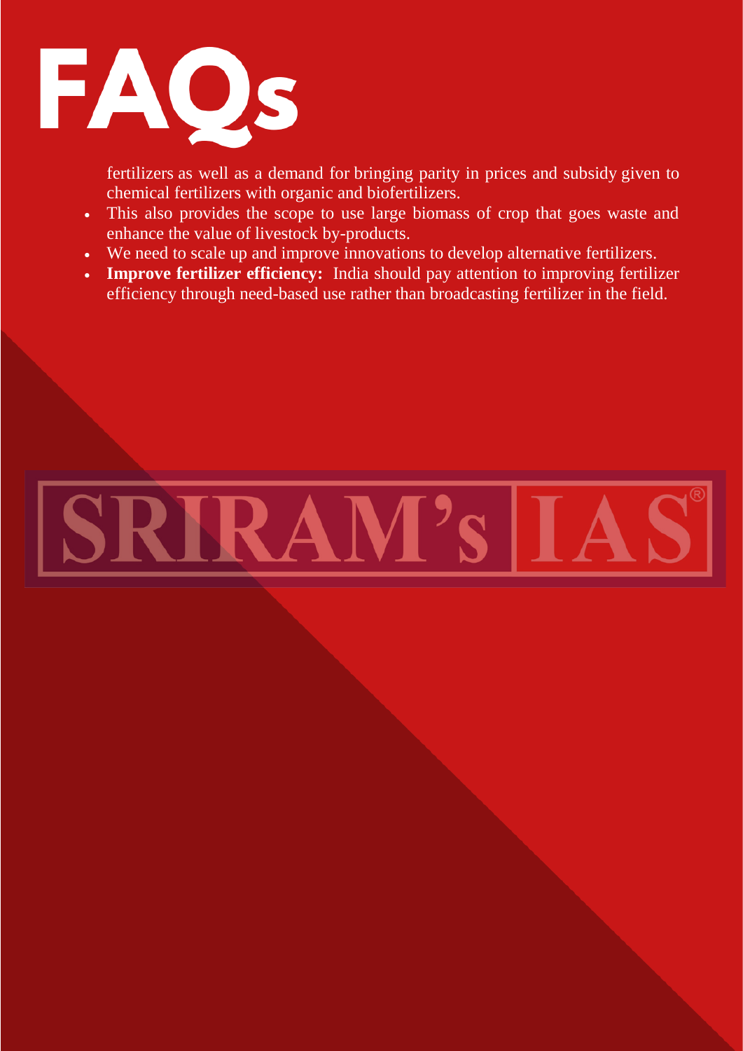fertilizers as well as a demand for bringing parity in prices and subsidy given to chemical fertilizers with organic and biofertilizers.

- This also provides the scope to use large biomass of crop that goes waste and enhance the value of livestock by-products.
- We need to scale up and improve innovations to develop alternative fertilizers.
- **Improve fertilizer efficiency:** India should pay attention to improving fertilizer efficiency through need-based use rather than broadcasting fertilizer in the field.